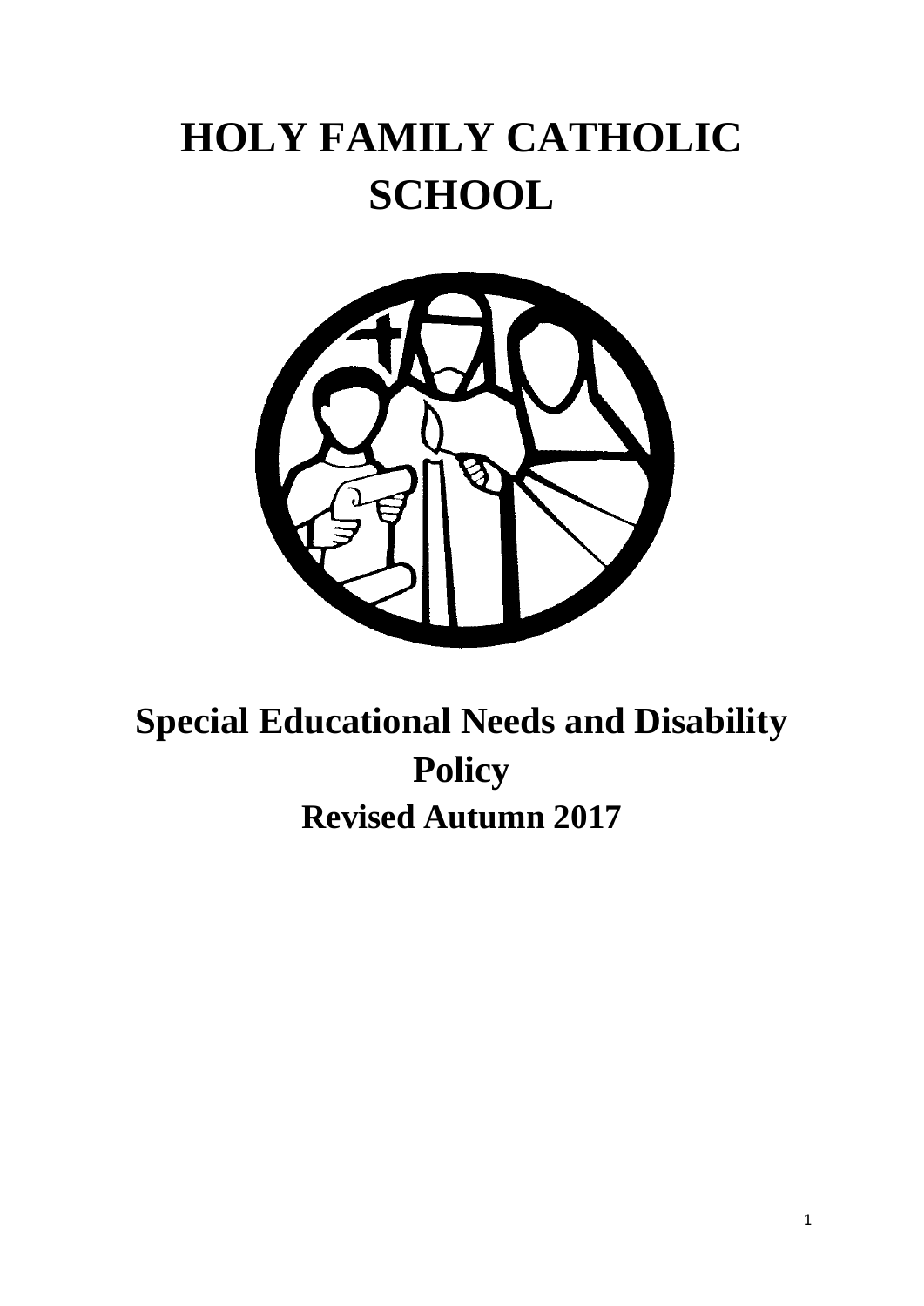# HOLY FAMILY CATHOLIC SCHOOL

## Special Educational Needs and Disability Policy

### Revised Autumn 2017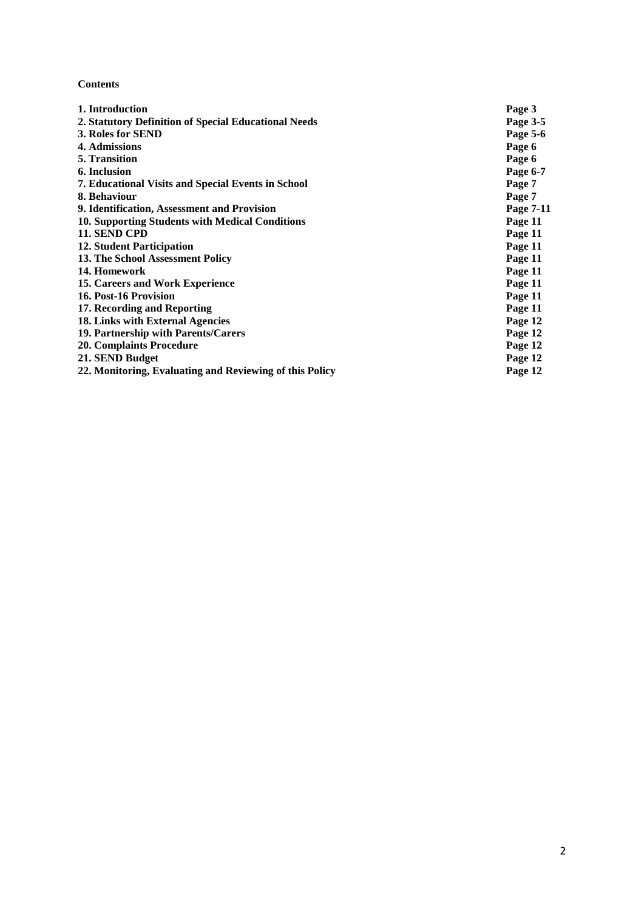**Contents**

| | |
|---|---|
| **1. Introduction** | **Page 3** |
| **2. Statutory Definition of Special Educational Needs** | **Page 3-5** |
| **3. Roles for SEND** | **Page 5-6** |
| **4. Admissions** | **Page 6** |
| **5. Transition** | **Page 6** |
| **6. Inclusion** | **Page 6-7** |
| **7. Educational Visits and Special Events in School** | **Page 7** |
| **8. Behaviour** | **Page 7** |
| **9. Identification, Assessment and Provision** | **Page 7-11** |
| **10. Supporting Students with Medical Conditions** | **Page 11** |
| **11. SEND CPD** | **Page 11** |
| **12. Student Participation** | **Page 11** |
| **13. The School Assessment Policy** | **Page 11** |
| **14. Homework** | **Page 11** |
| **15. Careers and Work Experience** | **Page 11** |
| **16. Post-16 Provision** | **Page 11** |
| **17. Recording and Reporting** | **Page 11** |
| **18. Links with External Agencies** | **Page 12** |
| **19. Partnership with Parents/Carers** | **Page 12** |
| **20. Complaints Procedure** | **Page 12** |
| **21. SEND Budget** | **Page 12** |
| **22. Monitoring, Evaluating and Reviewing of this Policy** | **Page 12** |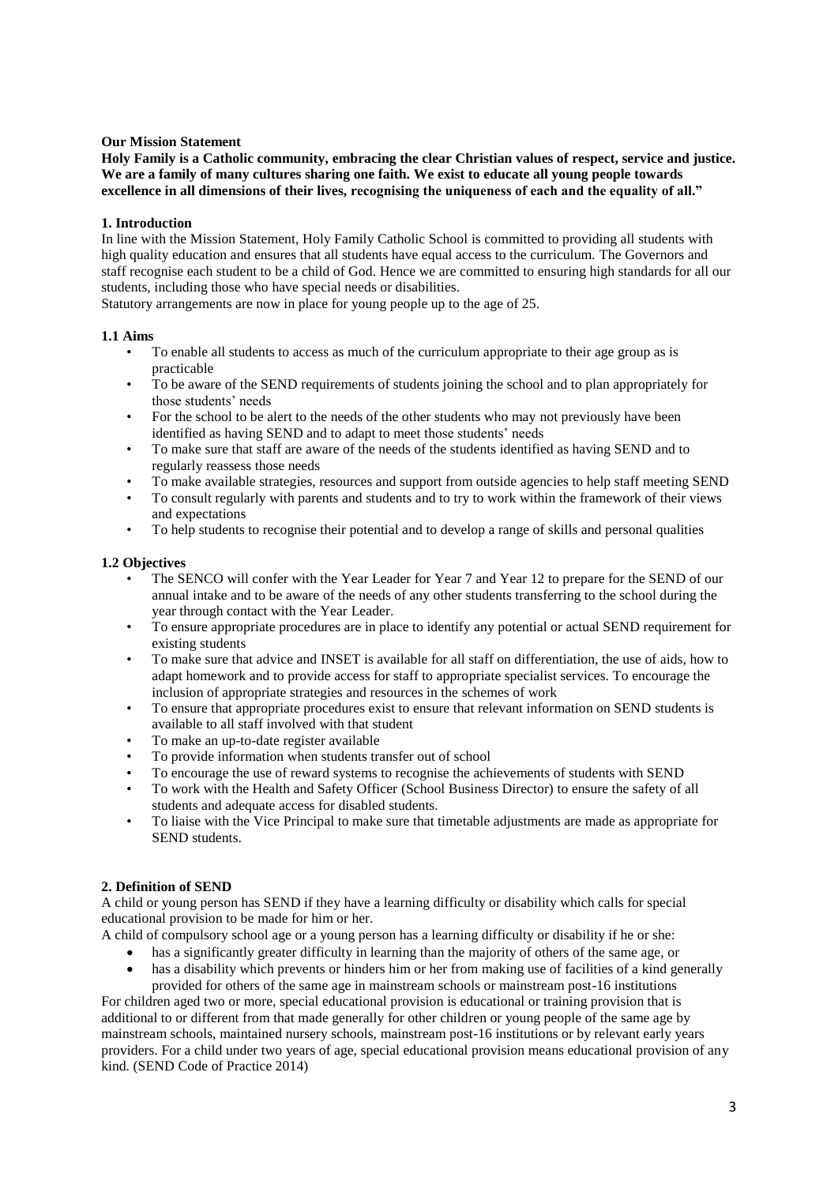**Our Mission Statement**

**Holy Family is a Catholic community, embracing the clear Christian values of respect, service and justice. We are a family of many cultures sharing one faith. We exist to educate all young people towards excellence in all dimensions of their lives, recognising the uniqueness of each and the equality of all."**

**1. Introduction**

In line with the Mission Statement, Holy Family Catholic School is committed to providing all students with high quality education and ensures that all students have equal access to the curriculum. The Governors and staff recognise each student to be a child of God. Hence we are committed to ensuring high standards for all our students, including those who have special needs or disabilities.

Statutory arrangements are now in place for young people up to the age of 25.

**1.1 Aims**

- To enable all students to access as much of the curriculum appropriate to their age group as is practicable
- To be aware of the SEND requirements of students joining the school and to plan appropriately for those students' needs
- For the school to be alert to the needs of the other students who may not previously have been identified as having SEND and to adapt to meet those students' needs
- To make sure that staff are aware of the needs of the students identified as having SEND and to regularly reassess those needs
- To make available strategies, resources and support from outside agencies to help staff meeting SEND
- To consult regularly with parents and students and to try to work within the framework of their views and expectations
- To help students to recognise their potential and to develop a range of skills and personal qualities

**1.2 Objectives**

- The SENCO will confer with the Year Leader for Year 7 and Year 12 to prepare for the SEND of our annual intake and to be aware of the needs of any other students transferring to the school during the year through contact with the Year Leader.
- To ensure appropriate procedures are in place to identify any potential or actual SEND requirement for existing students
- To make sure that advice and INSET is available for all staff on differentiation, the use of aids, how to adapt homework and to provide access for staff to appropriate specialist services. To encourage the inclusion of appropriate strategies and resources in the schemes of work
- To ensure that appropriate procedures exist to ensure that relevant information on SEND students is available to all staff involved with that student
- To make an up-to-date register available
- To provide information when students transfer out of school
- To encourage the use of reward systems to recognise the achievements of students with SEND
- To work with the Health and Safety Officer (School Business Director) to ensure the safety of all students and adequate access for disabled students.
- To liaise with the Vice Principal to make sure that timetable adjustments are made as appropriate for SEND students.

**2. Definition of SEND**

A child or young person has SEND if they have a learning difficulty or disability which calls for special educational provision to be made for him or her.

A child of compulsory school age or a young person has a learning difficulty or disability if he or she:

- has a significantly greater difficulty in learning than the majority of others of the same age, or
- has a disability which prevents or hinders him or her from making use of facilities of a kind generally provided for others of the same age in mainstream schools or mainstream post-16 institutions

For children aged two or more, special educational provision is educational or training provision that is additional to or different from that made generally for other children or young people of the same age by mainstream schools, maintained nursery schools, mainstream post-16 institutions or by relevant early years providers. For a child under two years of age, special educational provision means educational provision of any kind. (SEND Code of Practice 2014)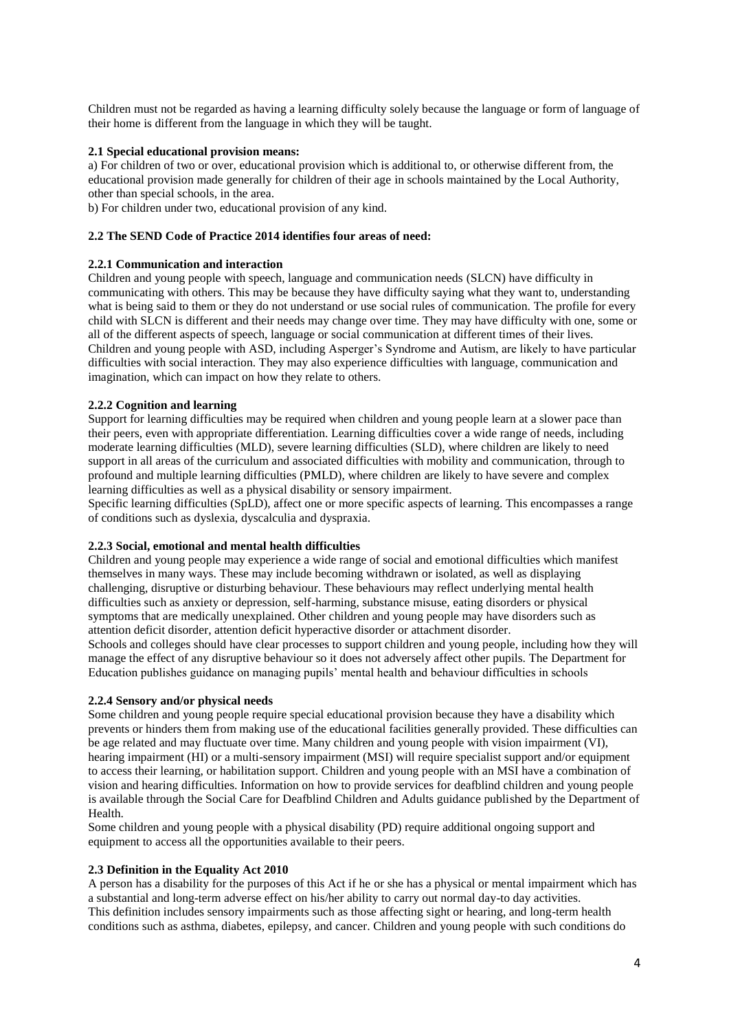Children must not be regarded as having a learning difficulty solely because the language or form of language of their home is different from the language in which they will be taught.

**2.1 Special educational provision means:**

a) For children of two or over, educational provision which is additional to, or otherwise different from, the educational provision made generally for children of their age in schools maintained by the Local Authority, other than special schools, in the area.

b) For children under two, educational provision of any kind.

**2.2 The SEND Code of Practice 2014 identifies four areas of need:**

**2.2.1 Communication and interaction**

Children and young people with speech, language and communication needs (SLCN) have difficulty in communicating with others. This may be because they have difficulty saying what they want to, understanding what is being said to them or they do not understand or use social rules of communication. The profile for every child with SLCN is different and their needs may change over time. They may have difficulty with one, some or all of the different aspects of speech, language or social communication at different times of their lives. Children and young people with ASD, including Asperger's Syndrome and Autism, are likely to have particular difficulties with social interaction. They may also experience difficulties with language, communication and imagination, which can impact on how they relate to others.

**2.2.2 Cognition and learning**

Support for learning difficulties may be required when children and young people learn at a slower pace than their peers, even with appropriate differentiation. Learning difficulties cover a wide range of needs, including moderate learning difficulties (MLD), severe learning difficulties (SLD), where children are likely to need support in all areas of the curriculum and associated difficulties with mobility and communication, through to profound and multiple learning difficulties (PMLD), where children are likely to have severe and complex learning difficulties as well as a physical disability or sensory impairment.

Specific learning difficulties (SpLD), affect one or more specific aspects of learning. This encompasses a range of conditions such as dyslexia, dyscalculia and dyspraxia.

**2.2.3 Social, emotional and mental health difficulties**

Children and young people may experience a wide range of social and emotional difficulties which manifest themselves in many ways. These may include becoming withdrawn or isolated, as well as displaying challenging, disruptive or disturbing behaviour. These behaviours may reflect underlying mental health difficulties such as anxiety or depression, self-harming, substance misuse, eating disorders or physical symptoms that are medically unexplained. Other children and young people may have disorders such as attention deficit disorder, attention deficit hyperactive disorder or attachment disorder.

Schools and colleges should have clear processes to support children and young people, including how they will manage the effect of any disruptive behaviour so it does not adversely affect other pupils. The Department for Education publishes guidance on managing pupils' mental health and behaviour difficulties in schools

**2.2.4 Sensory and/or physical needs**

Some children and young people require special educational provision because they have a disability which prevents or hinders them from making use of the educational facilities generally provided. These difficulties can be age related and may fluctuate over time. Many children and young people with vision impairment (VI), hearing impairment (HI) or a multi-sensory impairment (MSI) will require specialist support and/or equipment to access their learning, or habilitation support. Children and young people with an MSI have a combination of vision and hearing difficulties. Information on how to provide services for deafblind children and young people is available through the Social Care for Deafblind Children and Adults guidance published by the Department of Health.

Some children and young people with a physical disability (PD) require additional ongoing support and equipment to access all the opportunities available to their peers.

**2.3 Definition in the Equality Act 2010**

A person has a disability for the purposes of this Act if he or she has a physical or mental impairment which has a substantial and long-term adverse effect on his/her ability to carry out normal day-to day activities.

This definition includes sensory impairments such as those affecting sight or hearing, and long-term health conditions such as asthma, diabetes, epilepsy, and cancer. Children and young people with such conditions do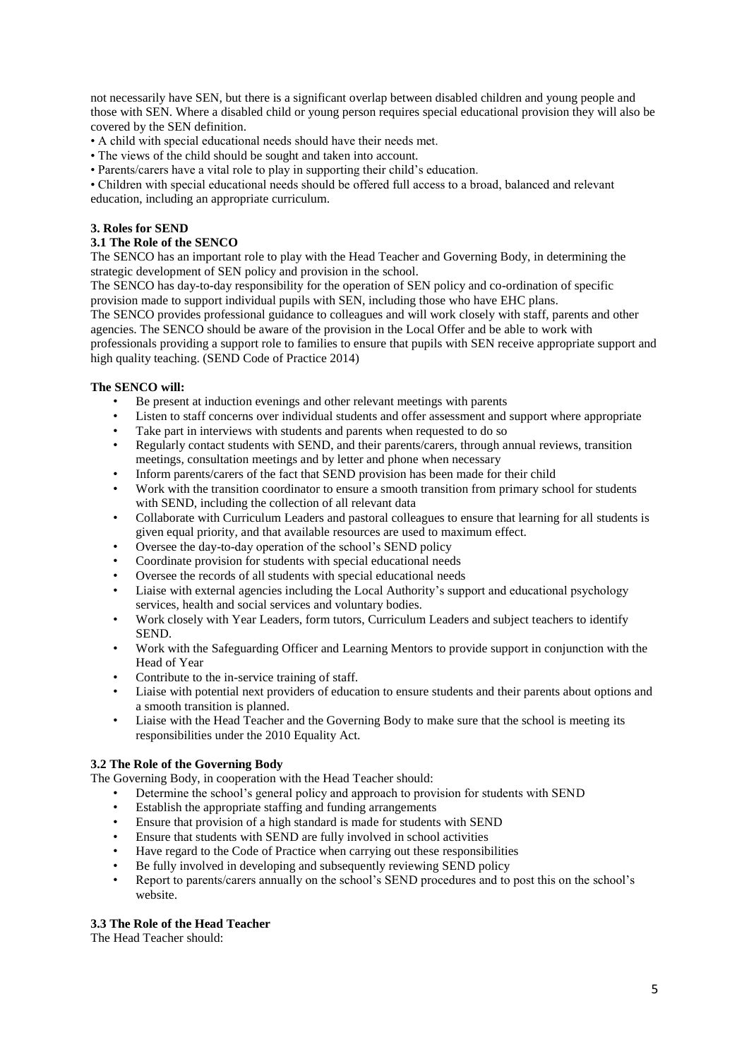not necessarily have SEN, but there is a significant overlap between disabled children and young people and those with SEN. Where a disabled child or young person requires special educational provision they will also be covered by the SEN definition.

- A child with special educational needs should have their needs met.
- The views of the child should be sought and taken into account.
- Parents/carers have a vital role to play in supporting their child's education.
- Children with special educational needs should be offered full access to a broad, balanced and relevant education, including an appropriate curriculum.

## 3. Roles for SEND

### 3.1 The Role of the SENCO

The SENCO has an important role to play with the Head Teacher and Governing Body, in determining the strategic development of SEN policy and provision in the school.

The SENCO has day-to-day responsibility for the operation of SEN policy and co-ordination of specific provision made to support individual pupils with SEN, including those who have EHC plans.

The SENCO provides professional guidance to colleagues and will work closely with staff, parents and other agencies. The SENCO should be aware of the provision in the Local Offer and be able to work with professionals providing a support role to families to ensure that pupils with SEN receive appropriate support and high quality teaching. (SEND Code of Practice 2014)

**The SENCO will:**

- Be present at induction evenings and other relevant meetings with parents
- Listen to staff concerns over individual students and offer assessment and support where appropriate
- Take part in interviews with students and parents when requested to do so
- Regularly contact students with SEND, and their parents/carers, through annual reviews, transition meetings, consultation meetings and by letter and phone when necessary
- Inform parents/carers of the fact that SEND provision has been made for their child
- Work with the transition coordinator to ensure a smooth transition from primary school for students with SEND, including the collection of all relevant data
- Collaborate with Curriculum Leaders and pastoral colleagues to ensure that learning for all students is given equal priority, and that available resources are used to maximum effect.
- Oversee the day-to-day operation of the school's SEND policy
- Coordinate provision for students with special educational needs
- Oversee the records of all students with special educational needs
- Liaise with external agencies including the Local Authority's support and educational psychology services, health and social services and voluntary bodies.
- Work closely with Year Leaders, form tutors, Curriculum Leaders and subject teachers to identify SEND.
- Work with the Safeguarding Officer and Learning Mentors to provide support in conjunction with the Head of Year
- Contribute to the in-service training of staff.
- Liaise with potential next providers of education to ensure students and their parents about options and a smooth transition is planned.
- Liaise with the Head Teacher and the Governing Body to make sure that the school is meeting its responsibilities under the 2010 Equality Act.

### 3.2 The Role of the Governing Body

The Governing Body, in cooperation with the Head Teacher should:

- Determine the school's general policy and approach to provision for students with SEND
- Establish the appropriate staffing and funding arrangements
- Ensure that provision of a high standard is made for students with SEND
- Ensure that students with SEND are fully involved in school activities
- Have regard to the Code of Practice when carrying out these responsibilities
- Be fully involved in developing and subsequently reviewing SEND policy
- Report to parents/carers annually on the school's SEND procedures and to post this on the school's website.

### 3.3 The Role of the Head Teacher

The Head Teacher should: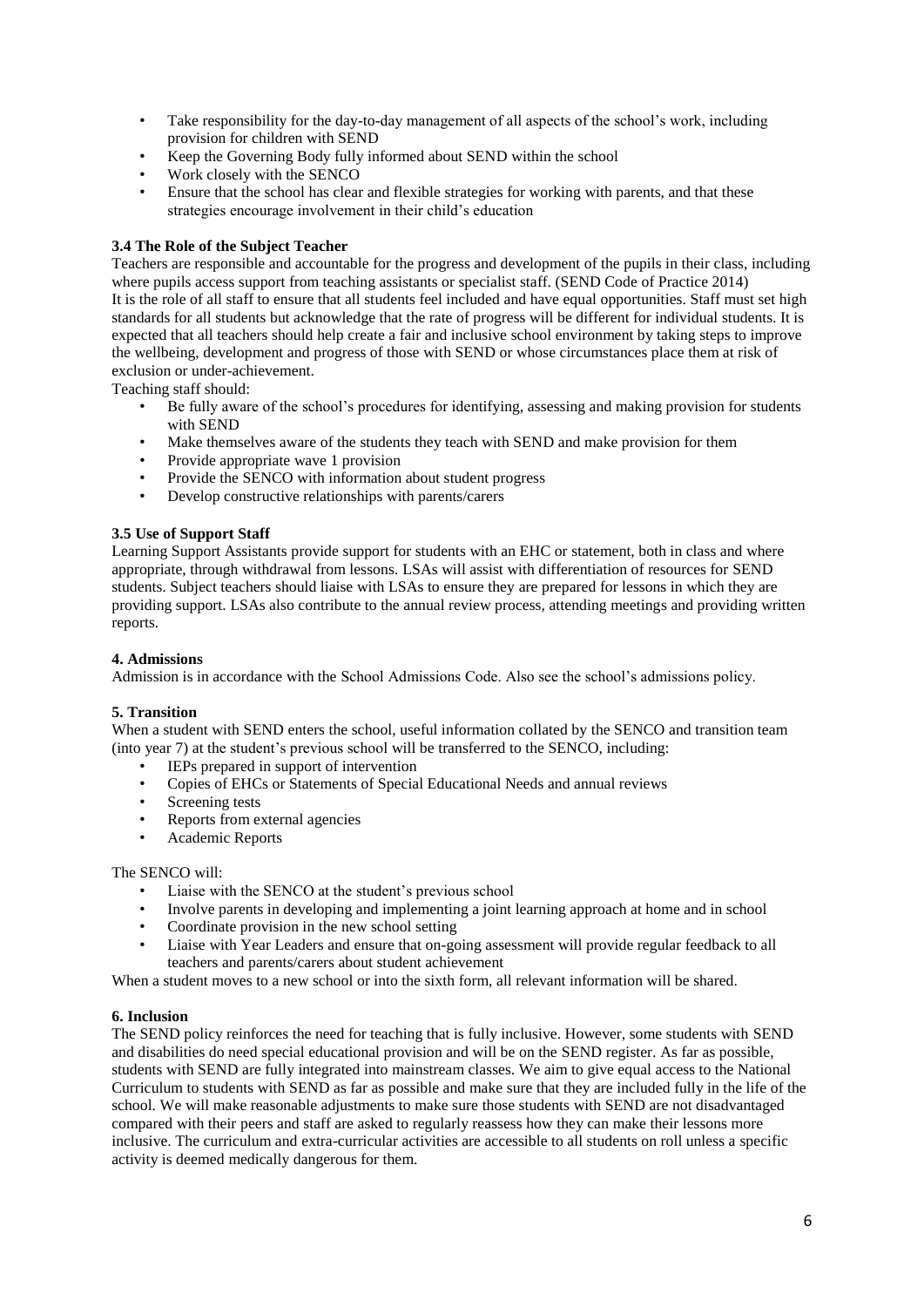- Take responsibility for the day-to-day management of all aspects of the school's work, including provision for children with SEND
- Keep the Governing Body fully informed about SEND within the school
- Work closely with the SENCO
- Ensure that the school has clear and flexible strategies for working with parents, and that these strategies encourage involvement in their child's education

### 3.4 The Role of the Subject Teacher

Teachers are responsible and accountable for the progress and development of the pupils in their class, including where pupils access support from teaching assistants or specialist staff. (SEND Code of Practice 2014)
It is the role of all staff to ensure that all students feel included and have equal opportunities. Staff must set high standards for all students but acknowledge that the rate of progress will be different for individual students. It is expected that all teachers should help create a fair and inclusive school environment by taking steps to improve the wellbeing, development and progress of those with SEND or whose circumstances place them at risk of exclusion or under-achievement.

Teaching staff should:

- Be fully aware of the school's procedures for identifying, assessing and making provision for students with SEND
- Make themselves aware of the students they teach with SEND and make provision for them
- Provide appropriate wave 1 provision
- Provide the SENCO with information about student progress
- Develop constructive relationships with parents/carers

### 3.5 Use of Support Staff

Learning Support Assistants provide support for students with an EHC or statement, both in class and where appropriate, through withdrawal from lessons. LSAs will assist with differentiation of resources for SEND students. Subject teachers should liaise with LSAs to ensure they are prepared for lessons in which they are providing support. LSAs also contribute to the annual review process, attending meetings and providing written reports.

## 4. Admissions

Admission is in accordance with the School Admissions Code. Also see the school's admissions policy.

## 5. Transition

When a student with SEND enters the school, useful information collated by the SENCO and transition team (into year 7) at the student's previous school will be transferred to the SENCO, including:

- IEPs prepared in support of intervention
- Copies of EHCs or Statements of Special Educational Needs and annual reviews
- Screening tests
- Reports from external agencies
- Academic Reports

The SENCO will:

- Liaise with the SENCO at the student's previous school
- Involve parents in developing and implementing a joint learning approach at home and in school
- Coordinate provision in the new school setting
- Liaise with Year Leaders and ensure that on-going assessment will provide regular feedback to all teachers and parents/carers about student achievement

When a student moves to a new school or into the sixth form, all relevant information will be shared.

## 6. Inclusion

The SEND policy reinforces the need for teaching that is fully inclusive. However, some students with SEND and disabilities do need special educational provision and will be on the SEND register. As far as possible, students with SEND are fully integrated into mainstream classes. We aim to give equal access to the National Curriculum to students with SEND as far as possible and make sure that they are included fully in the life of the school. We will make reasonable adjustments to make sure those students with SEND are not disadvantaged compared with their peers and staff are asked to regularly reassess how they can make their lessons more inclusive. The curriculum and extra-curricular activities are accessible to all students on roll unless a specific activity is deemed medically dangerous for them.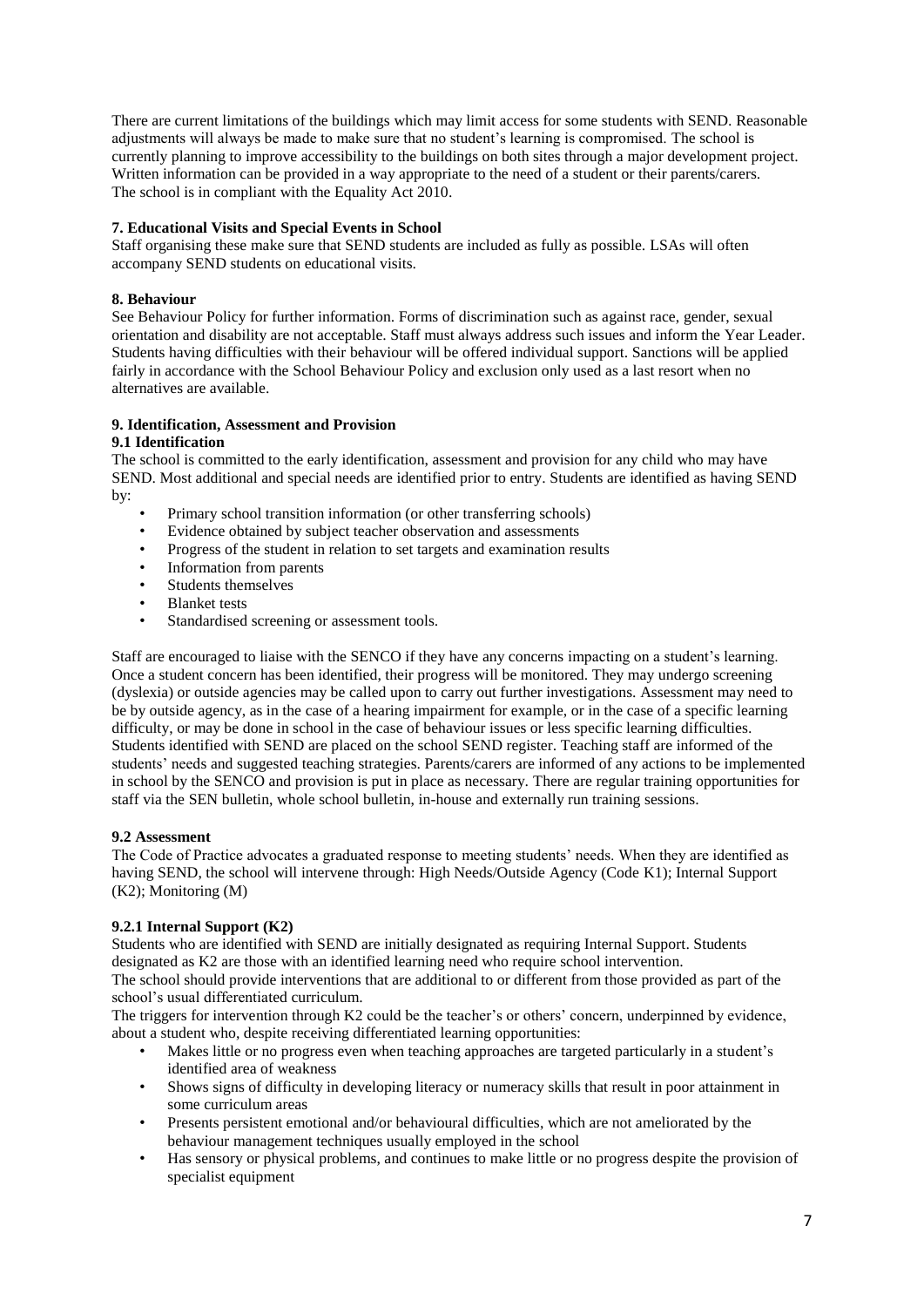There are current limitations of the buildings which may limit access for some students with SEND. Reasonable adjustments will always be made to make sure that no student's learning is compromised. The school is currently planning to improve accessibility to the buildings on both sites through a major development project. Written information can be provided in a way appropriate to the need of a student or their parents/carers. The school is in compliant with the Equality Act 2010.

**7. Educational Visits and Special Events in School**

Staff organising these make sure that SEND students are included as fully as possible. LSAs will often accompany SEND students on educational visits.

**8. Behaviour**

See Behaviour Policy for further information. Forms of discrimination such as against race, gender, sexual orientation and disability are not acceptable. Staff must always address such issues and inform the Year Leader. Students having difficulties with their behaviour will be offered individual support. Sanctions will be applied fairly in accordance with the School Behaviour Policy and exclusion only used as a last resort when no alternatives are available.

**9. Identification, Assessment and Provision**

**9.1 Identification**

The school is committed to the early identification, assessment and provision for any child who may have SEND. Most additional and special needs are identified prior to entry. Students are identified as having SEND by:

- Primary school transition information (or other transferring schools)
- Evidence obtained by subject teacher observation and assessments
- Progress of the student in relation to set targets and examination results
- Information from parents
- Students themselves
- Blanket tests
- Standardised screening or assessment tools.

Staff are encouraged to liaise with the SENCO if they have any concerns impacting on a student's learning. Once a student concern has been identified, their progress will be monitored. They may undergo screening (dyslexia) or outside agencies may be called upon to carry out further investigations. Assessment may need to be by outside agency, as in the case of a hearing impairment for example, or in the case of a specific learning difficulty, or may be done in school in the case of behaviour issues or less specific learning difficulties. Students identified with SEND are placed on the school SEND register. Teaching staff are informed of the students' needs and suggested teaching strategies. Parents/carers are informed of any actions to be implemented in school by the SENCO and provision is put in place as necessary. There are regular training opportunities for staff via the SEN bulletin, whole school bulletin, in-house and externally run training sessions.

**9.2 Assessment**

The Code of Practice advocates a graduated response to meeting students' needs. When they are identified as having SEND, the school will intervene through: High Needs/Outside Agency (Code K1); Internal Support (K2); Monitoring (M)

**9.2.1 Internal Support (K2)**

Students who are identified with SEND are initially designated as requiring Internal Support. Students designated as K2 are those with an identified learning need who require school intervention.

The school should provide interventions that are additional to or different from those provided as part of the school's usual differentiated curriculum.

The triggers for intervention through K2 could be the teacher's or others' concern, underpinned by evidence, about a student who, despite receiving differentiated learning opportunities:

- Makes little or no progress even when teaching approaches are targeted particularly in a student's identified area of weakness
- Shows signs of difficulty in developing literacy or numeracy skills that result in poor attainment in some curriculum areas
- Presents persistent emotional and/or behavioural difficulties, which are not ameliorated by the behaviour management techniques usually employed in the school
- Has sensory or physical problems, and continues to make little or no progress despite the provision of specialist equipment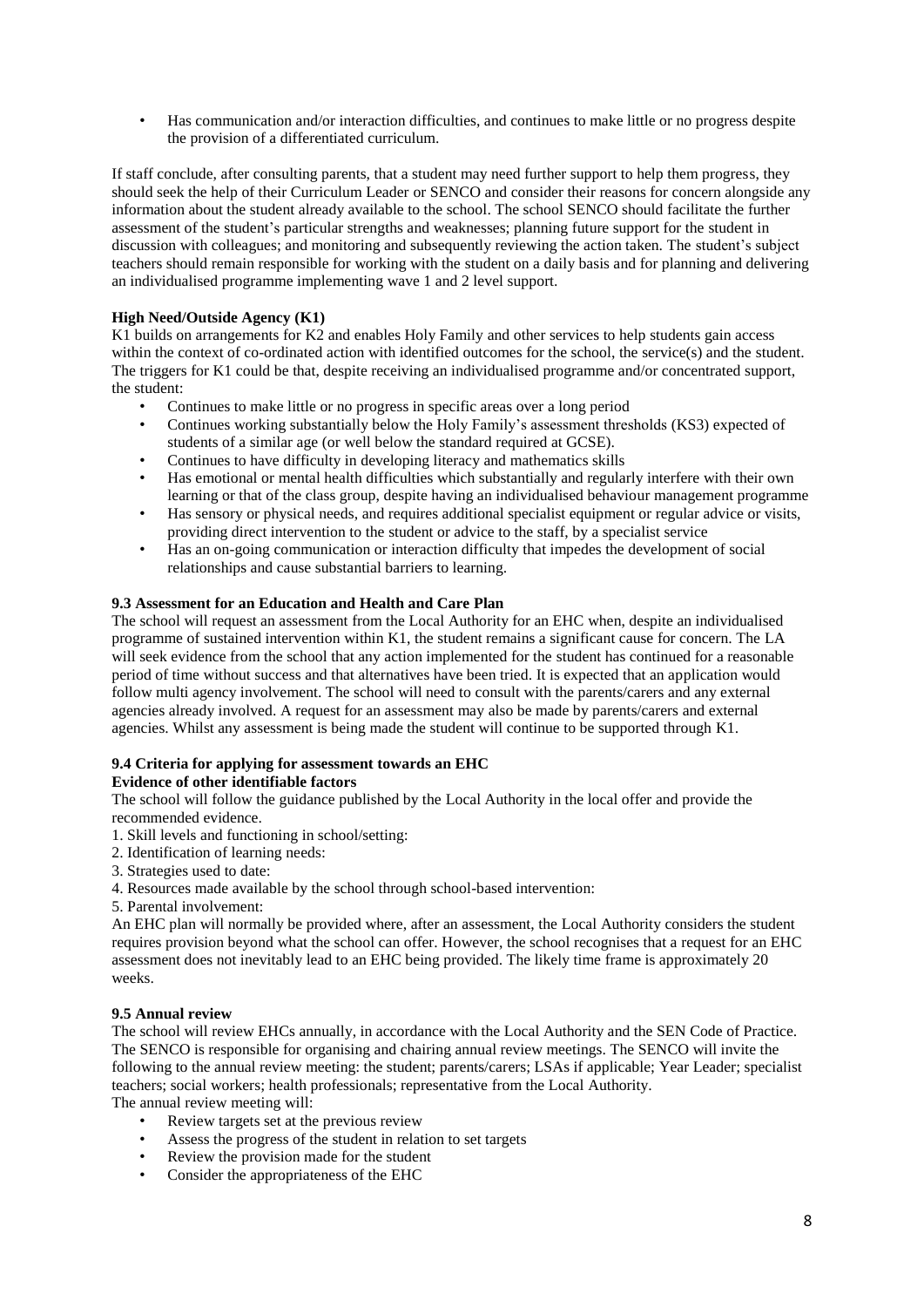- Has communication and/or interaction difficulties, and continues to make little or no progress despite the provision of a differentiated curriculum.

If staff conclude, after consulting parents, that a student may need further support to help them progress, they should seek the help of their Curriculum Leader or SENCO and consider their reasons for concern alongside any information about the student already available to the school. The school SENCO should facilitate the further assessment of the student's particular strengths and weaknesses; planning future support for the student in discussion with colleagues; and monitoring and subsequently reviewing the action taken. The student's subject teachers should remain responsible for working with the student on a daily basis and for planning and delivering an individualised programme implementing wave 1 and 2 level support.

**High Need/Outside Agency (K1)**

K1 builds on arrangements for K2 and enables Holy Family and other services to help students gain access within the context of co-ordinated action with identified outcomes for the school, the service(s) and the student. The triggers for K1 could be that, despite receiving an individualised programme and/or concentrated support, the student:

- Continues to make little or no progress in specific areas over a long period
- Continues working substantially below the Holy Family's assessment thresholds (KS3) expected of students of a similar age (or well below the standard required at GCSE).
- Continues to have difficulty in developing literacy and mathematics skills
- Has emotional or mental health difficulties which substantially and regularly interfere with their own learning or that of the class group, despite having an individualised behaviour management programme
- Has sensory or physical needs, and requires additional specialist equipment or regular advice or visits, providing direct intervention to the student or advice to the staff, by a specialist service
- Has an on-going communication or interaction difficulty that impedes the development of social relationships and cause substantial barriers to learning.

**9.3 Assessment for an Education and Health and Care Plan**

The school will request an assessment from the Local Authority for an EHC when, despite an individualised programme of sustained intervention within K1, the student remains a significant cause for concern. The LA will seek evidence from the school that any action implemented for the student has continued for a reasonable period of time without success and that alternatives have been tried. It is expected that an application would follow multi agency involvement. The school will need to consult with the parents/carers and any external agencies already involved. A request for an assessment may also be made by parents/carers and external agencies. Whilst any assessment is being made the student will continue to be supported through K1.

**9.4 Criteria for applying for assessment towards an EHC**

**Evidence of other identifiable factors**

The school will follow the guidance published by the Local Authority in the local offer and provide the recommended evidence.

1. Skill levels and functioning in school/setting:
2. Identification of learning needs:
3. Strategies used to date:
4. Resources made available by the school through school-based intervention:
5. Parental involvement:

An EHC plan will normally be provided where, after an assessment, the Local Authority considers the student requires provision beyond what the school can offer. However, the school recognises that a request for an EHC assessment does not inevitably lead to an EHC being provided. The likely time frame is approximately 20 weeks.

**9.5 Annual review**

The school will review EHCs annually, in accordance with the Local Authority and the SEN Code of Practice. The SENCO is responsible for organising and chairing annual review meetings. The SENCO will invite the following to the annual review meeting: the student; parents/carers; LSAs if applicable; Year Leader; specialist teachers; social workers; health professionals; representative from the Local Authority.

The annual review meeting will:

- Review targets set at the previous review
- Assess the progress of the student in relation to set targets
- Review the provision made for the student
- Consider the appropriateness of the EHC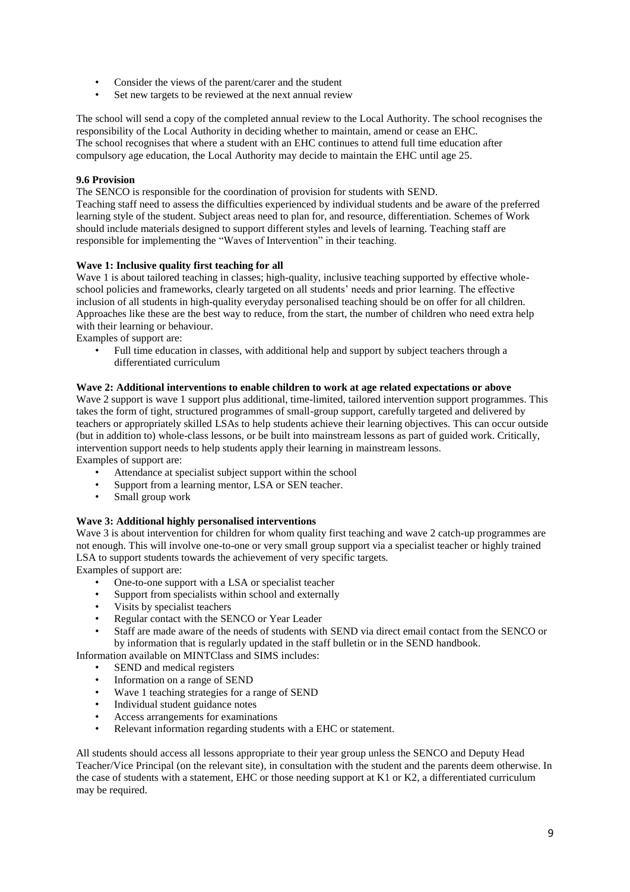- Consider the views of the parent/carer and the student
- Set new targets to be reviewed at the next annual review

The school will send a copy of the completed annual review to the Local Authority. The school recognises the responsibility of the Local Authority in deciding whether to maintain, amend or cease an EHC.
The school recognises that where a student with an EHC continues to attend full time education after compulsory age education, the Local Authority may decide to maintain the EHC until age 25.

### 9.6 Provision

The SENCO is responsible for the coordination of provision for students with SEND.
Teaching staff need to assess the difficulties experienced by individual students and be aware of the preferred learning style of the student. Subject areas need to plan for, and resource, differentiation. Schemes of Work should include materials designed to support different styles and levels of learning. Teaching staff are responsible for implementing the "Waves of Intervention" in their teaching.

**Wave 1: Inclusive quality first teaching for all**

Wave 1 is about tailored teaching in classes; high-quality, inclusive teaching supported by effective whole-school policies and frameworks, clearly targeted on all students' needs and prior learning. The effective inclusion of all students in high-quality everyday personalised teaching should be on offer for all children. Approaches like these are the best way to reduce, from the start, the number of children who need extra help with their learning or behaviour.
Examples of support are:

- Full time education in classes, with additional help and support by subject teachers through a differentiated curriculum

**Wave 2: Additional interventions to enable children to work at age related expectations or above**

Wave 2 support is wave 1 support plus additional, time-limited, tailored intervention support programmes. This takes the form of tight, structured programmes of small-group support, carefully targeted and delivered by teachers or appropriately skilled LSAs to help students achieve their learning objectives. This can occur outside (but in addition to) whole-class lessons, or be built into mainstream lessons as part of guided work. Critically, intervention support needs to help students apply their learning in mainstream lessons.
Examples of support are:

- Attendance at specialist subject support within the school
- Support from a learning mentor, LSA or SEN teacher.
- Small group work

**Wave 3: Additional highly personalised interventions**

Wave 3 is about intervention for children for whom quality first teaching and wave 2 catch-up programmes are not enough. This will involve one-to-one or very small group support via a specialist teacher or highly trained LSA to support students towards the achievement of very specific targets.
Examples of support are:

- One-to-one support with a LSA or specialist teacher
- Support from specialists within school and externally
- Visits by specialist teachers
- Regular contact with the SENCO or Year Leader
- Staff are made aware of the needs of students with SEND via direct email contact from the SENCO or by information that is regularly updated in the staff bulletin or in the SEND handbook.

Information available on MINTClass and SIMS includes:

- SEND and medical registers
- Information on a range of SEND
- Wave 1 teaching strategies for a range of SEND
- Individual student guidance notes
- Access arrangements for examinations
- Relevant information regarding students with a EHC or statement.

All students should access all lessons appropriate to their year group unless the SENCO and Deputy Head Teacher/Vice Principal (on the relevant site), in consultation with the student and the parents deem otherwise. In the case of students with a statement, EHC or those needing support at K1 or K2, a differentiated curriculum may be required.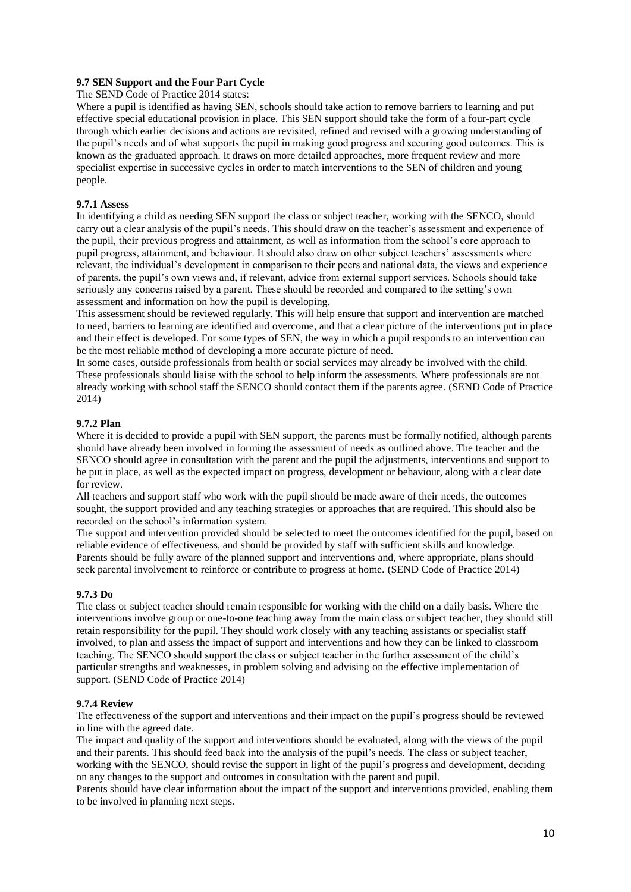### 9.7 SEN Support and the Four Part Cycle

The SEND Code of Practice 2014 states:

Where a pupil is identified as having SEN, schools should take action to remove barriers to learning and put effective special educational provision in place. This SEN support should take the form of a four-part cycle through which earlier decisions and actions are revisited, refined and revised with a growing understanding of the pupil's needs and of what supports the pupil in making good progress and securing good outcomes. This is known as the graduated approach. It draws on more detailed approaches, more frequent review and more specialist expertise in successive cycles in order to match interventions to the SEN of children and young people.

#### 9.7.1 Assess

In identifying a child as needing SEN support the class or subject teacher, working with the SENCO, should carry out a clear analysis of the pupil's needs. This should draw on the teacher's assessment and experience of the pupil, their previous progress and attainment, as well as information from the school's core approach to pupil progress, attainment, and behaviour. It should also draw on other subject teachers' assessments where relevant, the individual's development in comparison to their peers and national data, the views and experience of parents, the pupil's own views and, if relevant, advice from external support services. Schools should take seriously any concerns raised by a parent. These should be recorded and compared to the setting's own assessment and information on how the pupil is developing.

This assessment should be reviewed regularly. This will help ensure that support and intervention are matched to need, barriers to learning are identified and overcome, and that a clear picture of the interventions put in place and their effect is developed. For some types of SEN, the way in which a pupil responds to an intervention can be the most reliable method of developing a more accurate picture of need.

In some cases, outside professionals from health or social services may already be involved with the child. These professionals should liaise with the school to help inform the assessments. Where professionals are not already working with school staff the SENCO should contact them if the parents agree. (SEND Code of Practice 2014)

#### 9.7.2 Plan

Where it is decided to provide a pupil with SEN support, the parents must be formally notified, although parents should have already been involved in forming the assessment of needs as outlined above. The teacher and the SENCO should agree in consultation with the parent and the pupil the adjustments, interventions and support to be put in place, as well as the expected impact on progress, development or behaviour, along with a clear date for review.

All teachers and support staff who work with the pupil should be made aware of their needs, the outcomes sought, the support provided and any teaching strategies or approaches that are required. This should also be recorded on the school's information system.

The support and intervention provided should be selected to meet the outcomes identified for the pupil, based on reliable evidence of effectiveness, and should be provided by staff with sufficient skills and knowledge. Parents should be fully aware of the planned support and interventions and, where appropriate, plans should seek parental involvement to reinforce or contribute to progress at home. (SEND Code of Practice 2014)

#### 9.7.3 Do

The class or subject teacher should remain responsible for working with the child on a daily basis. Where the interventions involve group or one-to-one teaching away from the main class or subject teacher, they should still retain responsibility for the pupil. They should work closely with any teaching assistants or specialist staff involved, to plan and assess the impact of support and interventions and how they can be linked to classroom teaching. The SENCO should support the class or subject teacher in the further assessment of the child's particular strengths and weaknesses, in problem solving and advising on the effective implementation of support. (SEND Code of Practice 2014)

#### 9.7.4 Review

The effectiveness of the support and interventions and their impact on the pupil's progress should be reviewed in line with the agreed date.

The impact and quality of the support and interventions should be evaluated, along with the views of the pupil and their parents. This should feed back into the analysis of the pupil's needs. The class or subject teacher, working with the SENCO, should revise the support in light of the pupil's progress and development, deciding on any changes to the support and outcomes in consultation with the parent and pupil.

Parents should have clear information about the impact of the support and interventions provided, enabling them to be involved in planning next steps.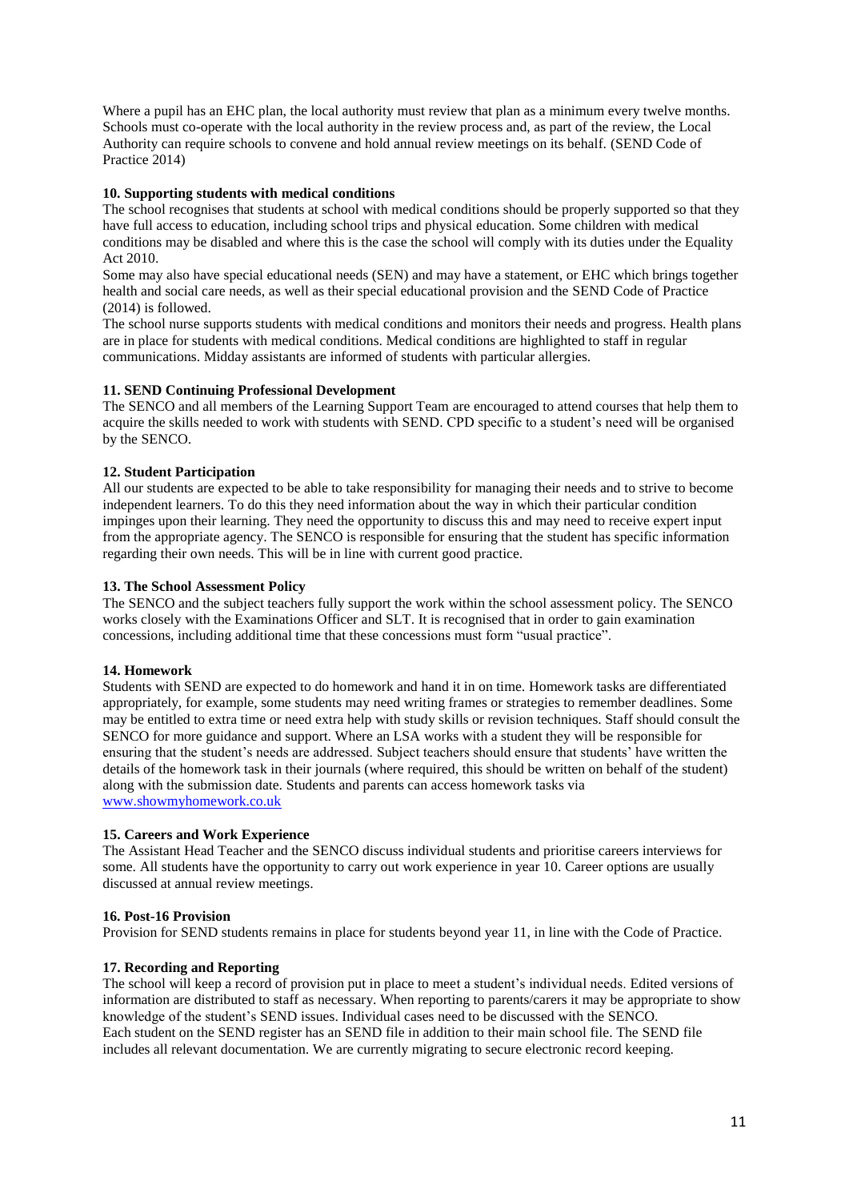Where a pupil has an EHC plan, the local authority must review that plan as a minimum every twelve months. Schools must co-operate with the local authority in the review process and, as part of the review, the Local Authority can require schools to convene and hold annual review meetings on its behalf. (SEND Code of Practice 2014)

**10. Supporting students with medical conditions**

The school recognises that students at school with medical conditions should be properly supported so that they have full access to education, including school trips and physical education. Some children with medical conditions may be disabled and where this is the case the school will comply with its duties under the Equality Act 2010.

Some may also have special educational needs (SEN) and may have a statement, or EHC which brings together health and social care needs, as well as their special educational provision and the SEND Code of Practice (2014) is followed.

The school nurse supports students with medical conditions and monitors their needs and progress. Health plans are in place for students with medical conditions. Medical conditions are highlighted to staff in regular communications. Midday assistants are informed of students with particular allergies.

**11. SEND Continuing Professional Development**

The SENCO and all members of the Learning Support Team are encouraged to attend courses that help them to acquire the skills needed to work with students with SEND. CPD specific to a student's need will be organised by the SENCO.

**12. Student Participation**

All our students are expected to be able to take responsibility for managing their needs and to strive to become independent learners. To do this they need information about the way in which their particular condition impinges upon their learning. They need the opportunity to discuss this and may need to receive expert input from the appropriate agency. The SENCO is responsible for ensuring that the student has specific information regarding their own needs. This will be in line with current good practice.

**13. The School Assessment Policy**

The SENCO and the subject teachers fully support the work within the school assessment policy. The SENCO works closely with the Examinations Officer and SLT. It is recognised that in order to gain examination concessions, including additional time that these concessions must form "usual practice".

**14. Homework**

Students with SEND are expected to do homework and hand it in on time. Homework tasks are differentiated appropriately, for example, some students may need writing frames or strategies to remember deadlines. Some may be entitled to extra time or need extra help with study skills or revision techniques. Staff should consult the SENCO for more guidance and support. Where an LSA works with a student they will be responsible for ensuring that the student's needs are addressed. Subject teachers should ensure that students' have written the details of the homework task in their journals (where required, this should be written on behalf of the student) along with the submission date. Students and parents can access homework tasks via www.showmyhomework.co.uk

**15. Careers and Work Experience**

The Assistant Head Teacher and the SENCO discuss individual students and prioritise careers interviews for some. All students have the opportunity to carry out work experience in year 10. Career options are usually discussed at annual review meetings.

**16. Post-16 Provision**

Provision for SEND students remains in place for students beyond year 11, in line with the Code of Practice.

**17. Recording and Reporting**

The school will keep a record of provision put in place to meet a student's individual needs. Edited versions of information are distributed to staff as necessary. When reporting to parents/carers it may be appropriate to show knowledge of the student's SEND issues. Individual cases need to be discussed with the SENCO.

Each student on the SEND register has an SEND file in addition to their main school file. The SEND file includes all relevant documentation. We are currently migrating to secure electronic record keeping.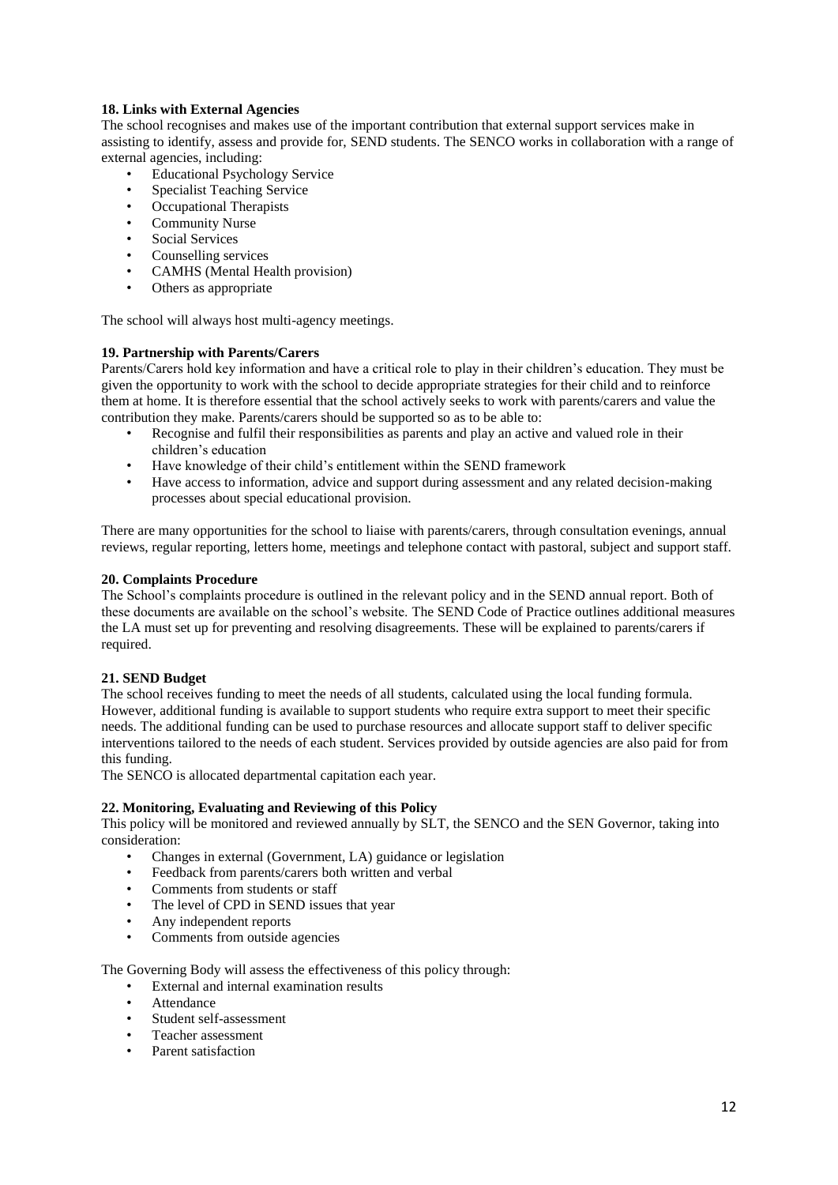### 18. Links with External Agencies

The school recognises and makes use of the important contribution that external support services make in assisting to identify, assess and provide for, SEND students. The SENCO works in collaboration with a range of external agencies, including:

- Educational Psychology Service
- Specialist Teaching Service
- Occupational Therapists
- Community Nurse
- Social Services
- Counselling services
- CAMHS (Mental Health provision)
- Others as appropriate

The school will always host multi-agency meetings.

### 19. Partnership with Parents/Carers

Parents/Carers hold key information and have a critical role to play in their children's education. They must be given the opportunity to work with the school to decide appropriate strategies for their child and to reinforce them at home. It is therefore essential that the school actively seeks to work with parents/carers and value the contribution they make. Parents/carers should be supported so as to be able to:

- Recognise and fulfil their responsibilities as parents and play an active and valued role in their children's education
- Have knowledge of their child's entitlement within the SEND framework
- Have access to information, advice and support during assessment and any related decision-making processes about special educational provision.

There are many opportunities for the school to liaise with parents/carers, through consultation evenings, annual reviews, regular reporting, letters home, meetings and telephone contact with pastoral, subject and support staff.

### 20. Complaints Procedure

The School's complaints procedure is outlined in the relevant policy and in the SEND annual report. Both of these documents are available on the school's website. The SEND Code of Practice outlines additional measures the LA must set up for preventing and resolving disagreements. These will be explained to parents/carers if required.

### 21. SEND Budget

The school receives funding to meet the needs of all students, calculated using the local funding formula. However, additional funding is available to support students who require extra support to meet their specific needs. The additional funding can be used to purchase resources and allocate support staff to deliver specific interventions tailored to the needs of each student. Services provided by outside agencies are also paid for from this funding.

The SENCO is allocated departmental capitation each year.

### 22. Monitoring, Evaluating and Reviewing of this Policy

This policy will be monitored and reviewed annually by SLT, the SENCO and the SEN Governor, taking into consideration:

- Changes in external (Government, LA) guidance or legislation
- Feedback from parents/carers both written and verbal
- Comments from students or staff
- The level of CPD in SEND issues that year
- Any independent reports
- Comments from outside agencies

The Governing Body will assess the effectiveness of this policy through:

- External and internal examination results
- Attendance
- Student self-assessment
- Teacher assessment
- Parent satisfaction